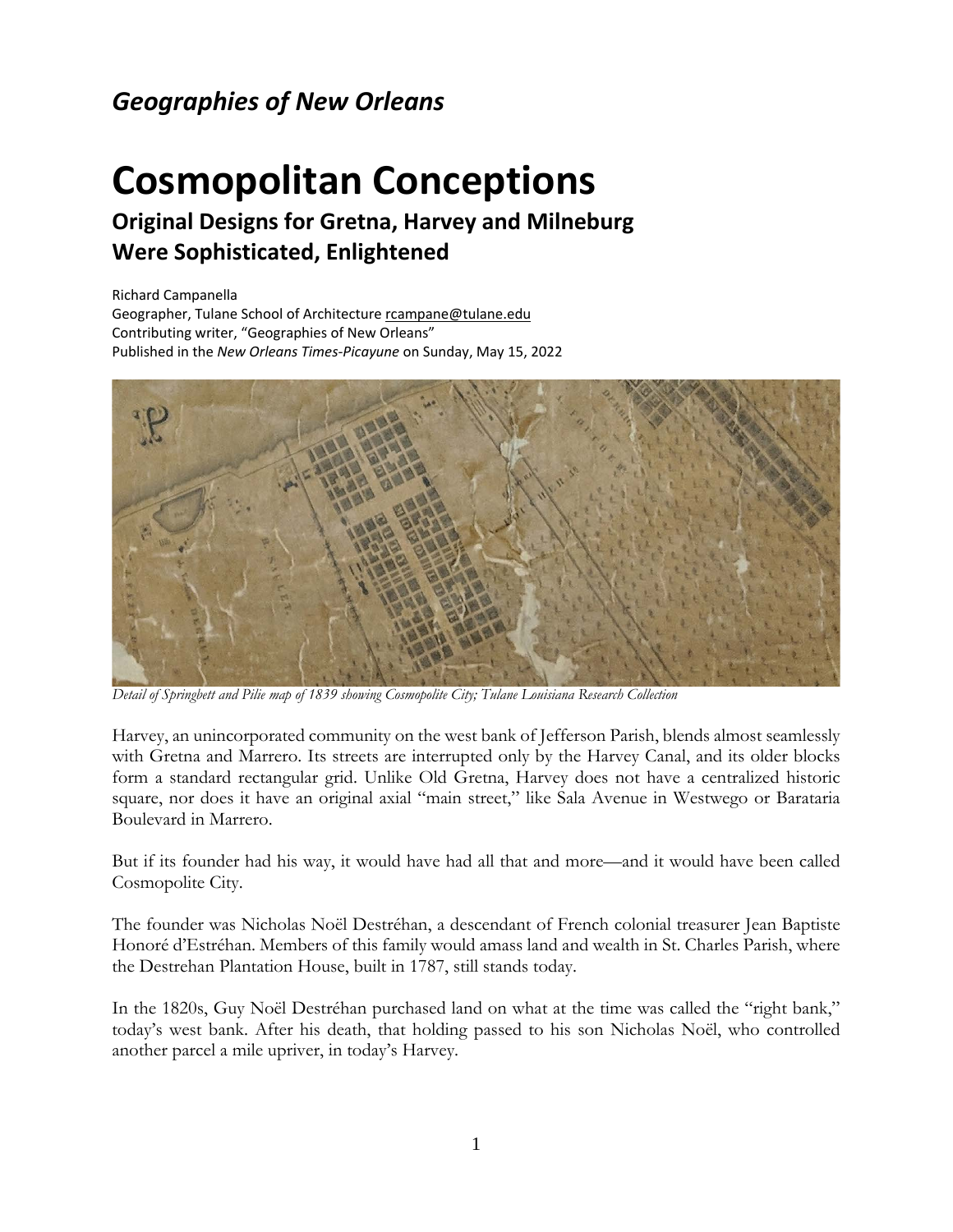## *Geographies of New Orleans*

# Cosmopolitan Conceptions

### Original Designs for Gretna, Harvey and Milneburg Were Sophisticated, Enlightened

Richard Campanella
Geographer, Tulane School of Architecture rcampane@tulane.edu
Contributing writer, "Geographies of New Orleans"
Published in the *New Orleans Times-Picayune* on Sunday, May 15, 2022

*Detail of Springbett and Pilie map of 1839 showing Cosmopolite City; Tulane Louisiana Research Collection*

Harvey, an unincorporated community on the west bank of Jefferson Parish, blends almost seamlessly with Gretna and Marrero. Its streets are interrupted only by the Harvey Canal, and its older blocks form a standard rectangular grid. Unlike Old Gretna, Harvey does not have a centralized historic square, nor does it have an original axial "main street," like Sala Avenue in Westwego or Barataria Boulevard in Marrero.

But if its founder had his way, it would have had all that and more—and it would have been called Cosmopolite City.

The founder was Nicholas Noël Destréhan, a descendant of French colonial treasurer Jean Baptiste Honoré d'Estréhan. Members of this family would amass land and wealth in St. Charles Parish, where the Destrehan Plantation House, built in 1787, still stands today.

In the 1820s, Guy Noël Destréhan purchased land on what at the time was called the "right bank," today's west bank. After his death, that holding passed to his son Nicholas Noël, who controlled another parcel a mile upriver, in today's Harvey.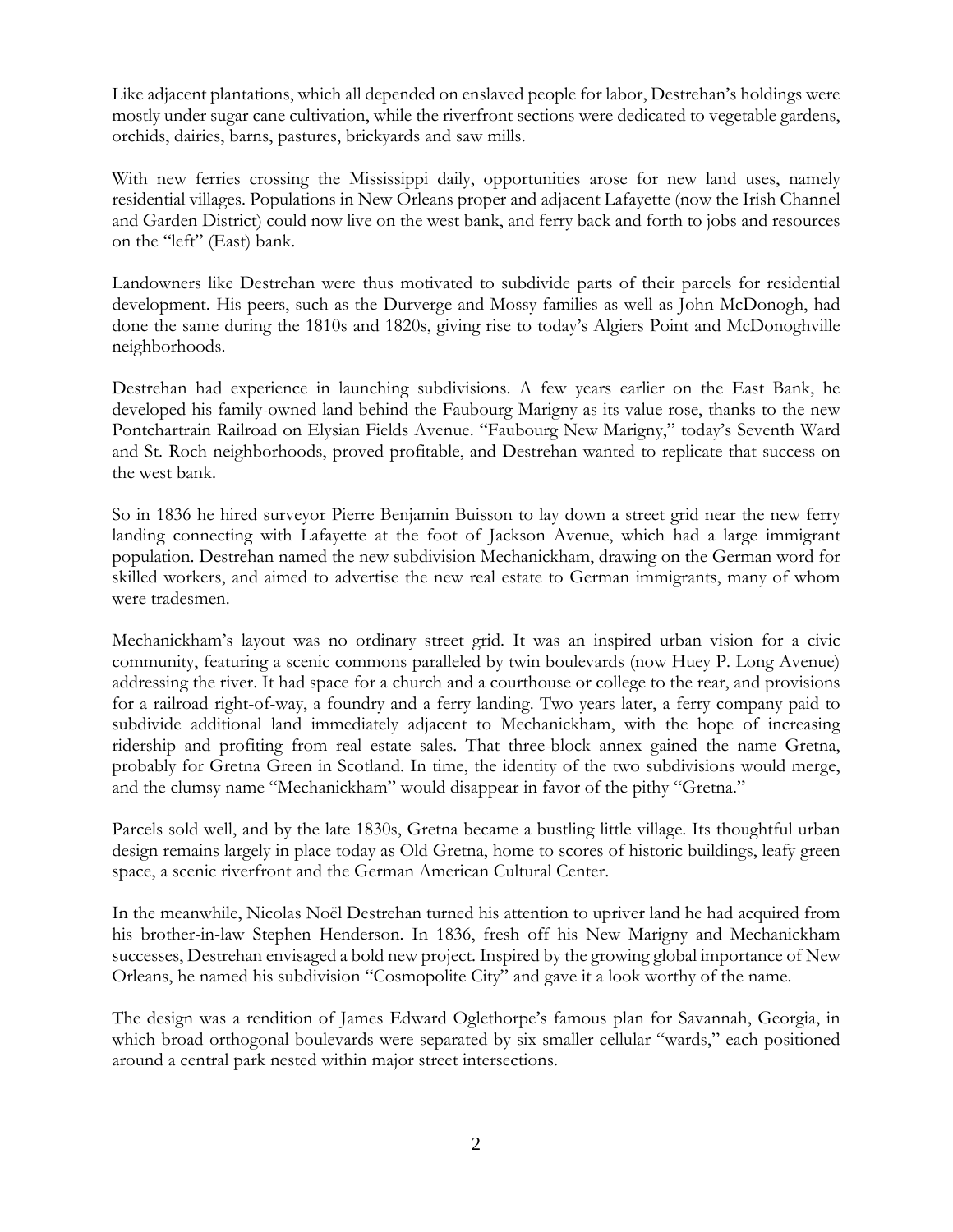Like adjacent plantations, which all depended on enslaved people for labor, Destrehan's holdings were mostly under sugar cane cultivation, while the riverfront sections were dedicated to vegetable gardens, orchids, dairies, barns, pastures, brickyards and saw mills.

With new ferries crossing the Mississippi daily, opportunities arose for new land uses, namely residential villages. Populations in New Orleans proper and adjacent Lafayette (now the Irish Channel and Garden District) could now live on the west bank, and ferry back and forth to jobs and resources on the "left" (East) bank.

Landowners like Destrehan were thus motivated to subdivide parts of their parcels for residential development. His peers, such as the Durverge and Mossy families as well as John McDonogh, had done the same during the 1810s and 1820s, giving rise to today's Algiers Point and McDonoghville neighborhoods.

Destrehan had experience in launching subdivisions. A few years earlier on the East Bank, he developed his family-owned land behind the Faubourg Marigny as its value rose, thanks to the new Pontchartrain Railroad on Elysian Fields Avenue. "Faubourg New Marigny," today's Seventh Ward and St. Roch neighborhoods, proved profitable, and Destrehan wanted to replicate that success on the west bank.

So in 1836 he hired surveyor Pierre Benjamin Buisson to lay down a street grid near the new ferry landing connecting with Lafayette at the foot of Jackson Avenue, which had a large immigrant population. Destrehan named the new subdivision Mechanickham, drawing on the German word for skilled workers, and aimed to advertise the new real estate to German immigrants, many of whom were tradesmen.

Mechanickham's layout was no ordinary street grid. It was an inspired urban vision for a civic community, featuring a scenic commons paralleled by twin boulevards (now Huey P. Long Avenue) addressing the river. It had space for a church and a courthouse or college to the rear, and provisions for a railroad right-of-way, a foundry and a ferry landing. Two years later, a ferry company paid to subdivide additional land immediately adjacent to Mechanickham, with the hope of increasing ridership and profiting from real estate sales. That three-block annex gained the name Gretna, probably for Gretna Green in Scotland. In time, the identity of the two subdivisions would merge, and the clumsy name "Mechanickham" would disappear in favor of the pithy "Gretna."

Parcels sold well, and by the late 1830s, Gretna became a bustling little village. Its thoughtful urban design remains largely in place today as Old Gretna, home to scores of historic buildings, leafy green space, a scenic riverfront and the German American Cultural Center.

In the meanwhile, Nicolas Noël Destrehan turned his attention to upriver land he had acquired from his brother-in-law Stephen Henderson. In 1836, fresh off his New Marigny and Mechanickham successes, Destrehan envisaged a bold new project. Inspired by the growing global importance of New Orleans, he named his subdivision "Cosmopolite City" and gave it a look worthy of the name.

The design was a rendition of James Edward Oglethorpe's famous plan for Savannah, Georgia, in which broad orthogonal boulevards were separated by six smaller cellular "wards," each positioned around a central park nested within major street intersections.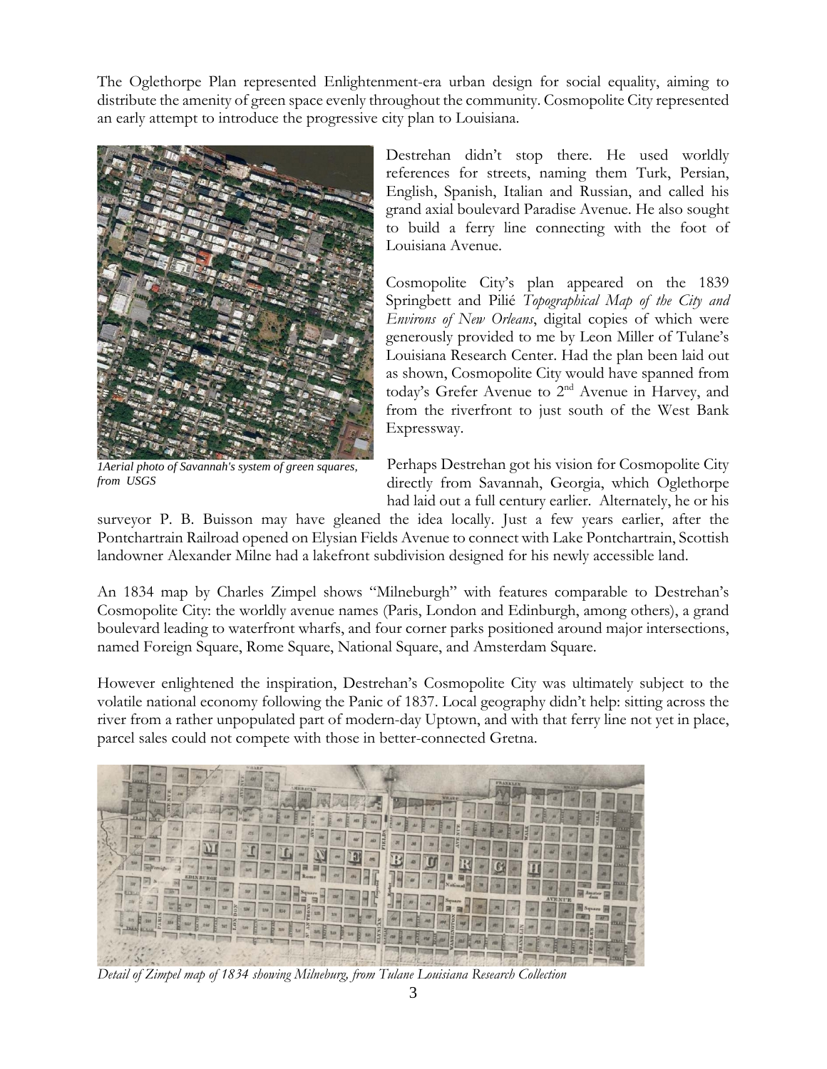The Oglethorpe Plan represented Enlightenment-era urban design for social equality, aiming to distribute the amenity of green space evenly throughout the community. Cosmopolite City represented an early attempt to introduce the progressive city plan to Louisiana.

*1Aerial photo of Savannah's system of green squares, from USGS*

Destrehan didn't stop there. He used worldly references for streets, naming them Turk, Persian, English, Spanish, Italian and Russian, and called his grand axial boulevard Paradise Avenue. He also sought to build a ferry line connecting with the foot of Louisiana Avenue.

Cosmopolite City's plan appeared on the 1839 Springbett and Pilié *Topographical Map of the City and Environs of New Orleans*, digital copies of which were generously provided to me by Leon Miller of Tulane's Louisiana Research Center. Had the plan been laid out as shown, Cosmopolite City would have spanned from today's Grefer Avenue to 2nd Avenue in Harvey, and from the riverfront to just south of the West Bank Expressway.

Perhaps Destrehan got his vision for Cosmopolite City directly from Savannah, Georgia, which Oglethorpe had laid out a full century earlier. Alternately, he or his surveyor P. B. Buisson may have gleaned the idea locally. Just a few years earlier, after the Pontchartrain Railroad opened on Elysian Fields Avenue to connect with Lake Pontchartrain, Scottish landowner Alexander Milne had a lakefront subdivision designed for his newly accessible land.

An 1834 map by Charles Zimpel shows "Milneburgh" with features comparable to Destrehan's Cosmopolite City: the worldly avenue names (Paris, London and Edinburgh, among others), a grand boulevard leading to waterfront wharfs, and four corner parks positioned around major intersections, named Foreign Square, Rome Square, National Square, and Amsterdam Square.

However enlightened the inspiration, Destrehan's Cosmopolite City was ultimately subject to the volatile national economy following the Panic of 1837. Local geography didn't help: sitting across the river from a rather unpopulated part of modern-day Uptown, and with that ferry line not yet in place, parcel sales could not compete with those in better-connected Gretna.

*Detail of Zimpel map of 1834 showing Milneburg, from Tulane Louisiana Research Collection*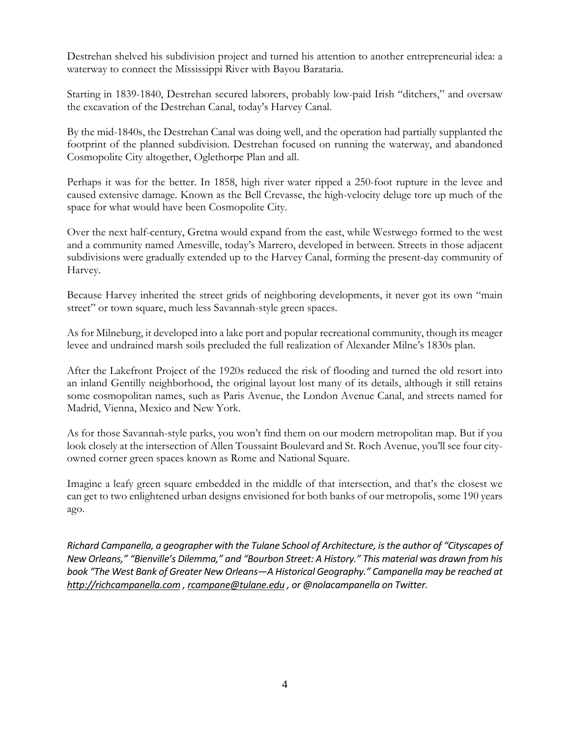Destrehan shelved his subdivision project and turned his attention to another entrepreneurial idea: a waterway to connect the Mississippi River with Bayou Barataria.

Starting in 1839-1840, Destrehan secured laborers, probably low-paid Irish "ditchers," and oversaw the excavation of the Destrehan Canal, today's Harvey Canal.

By the mid-1840s, the Destrehan Canal was doing well, and the operation had partially supplanted the footprint of the planned subdivision. Destrehan focused on running the waterway, and abandoned Cosmopolite City altogether, Oglethorpe Plan and all.

Perhaps it was for the better. In 1858, high river water ripped a 250-foot rupture in the levee and caused extensive damage. Known as the Bell Crevasse, the high-velocity deluge tore up much of the space for what would have been Cosmopolite City.

Over the next half-century, Gretna would expand from the east, while Westwego formed to the west and a community named Amesville, today's Marrero, developed in between. Streets in those adjacent subdivisions were gradually extended up to the Harvey Canal, forming the present-day community of Harvey.

Because Harvey inherited the street grids of neighboring developments, it never got its own "main street" or town square, much less Savannah-style green spaces.

As for Milneburg, it developed into a lake port and popular recreational community, though its meager levee and undrained marsh soils precluded the full realization of Alexander Milne's 1830s plan.

After the Lakefront Project of the 1920s reduced the risk of flooding and turned the old resort into an inland Gentilly neighborhood, the original layout lost many of its details, although it still retains some cosmopolitan names, such as Paris Avenue, the London Avenue Canal, and streets named for Madrid, Vienna, Mexico and New York.

As for those Savannah-style parks, you won't find them on our modern metropolitan map. But if you look closely at the intersection of Allen Toussaint Boulevard and St. Roch Avenue, you'll see four city-owned corner green spaces known as Rome and National Square.

Imagine a leafy green square embedded in the middle of that intersection, and that's the closest we can get to two enlightened urban designs envisioned for both banks of our metropolis, some 190 years ago.

*Richard Campanella, a geographer with the Tulane School of Architecture, is the author of "Cityscapes of New Orleans," "Bienville's Dilemma," and "Bourbon Street: A History." This material was drawn from his book "The West Bank of Greater New Orleans—A Historical Geography." Campanella may be reached at http://richcampanella.com , rcampane@tulane.edu , or @nolacampanella on Twitter.*